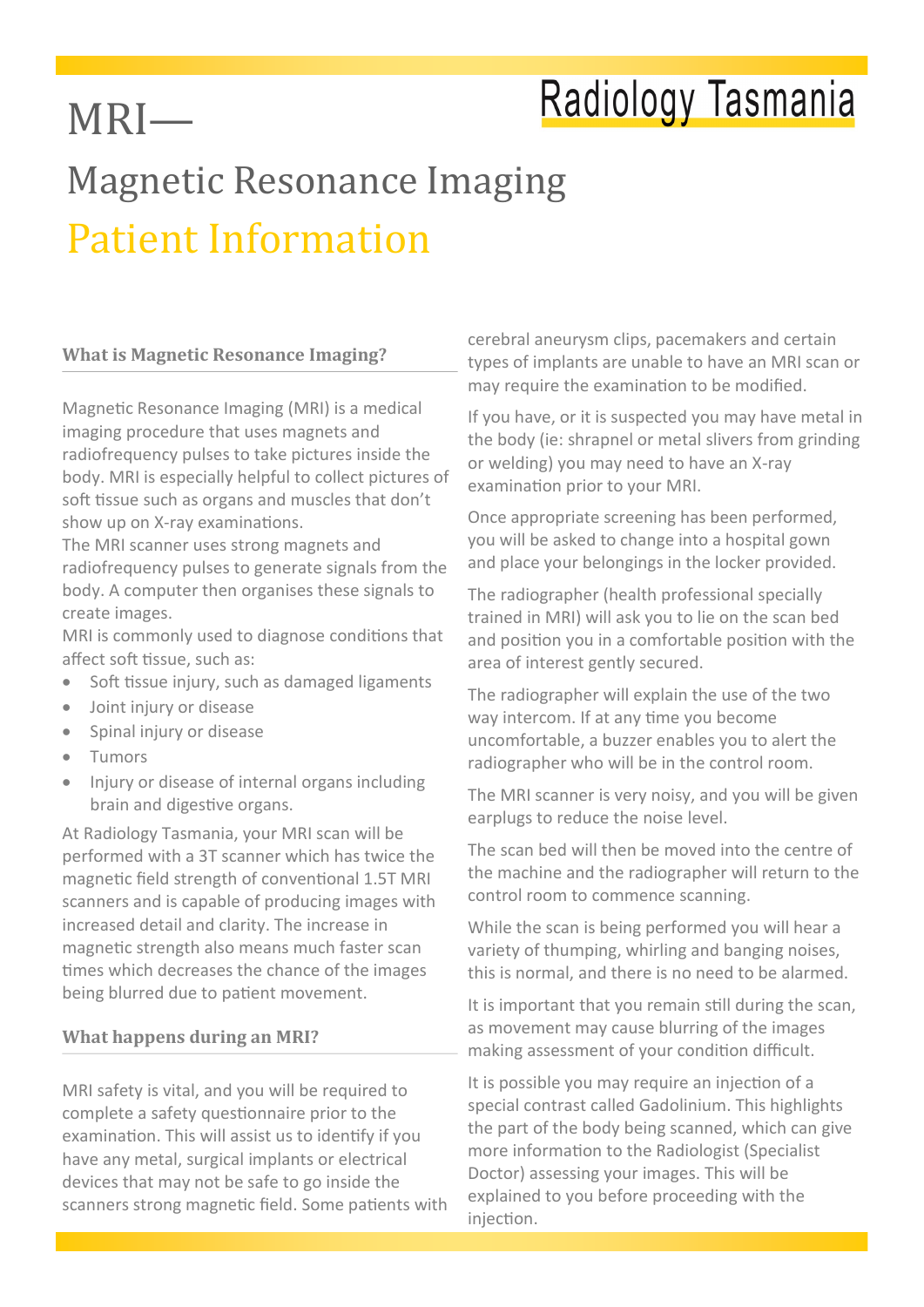# MRI—

# Magnetic Resonance Imaging

# Patient Information

Radiology Tasmania

## What is Magnetic Resonance Imaging?

Magnetic Resonance Imaging (MRI) is a medical imaging procedure that uses magnets and radiofrequency pulses to take pictures inside the body. MRI is especially helpful to collect pictures of soft tissue such as organs and muscles that don't show up on X-ray examinations.

The MRI scanner uses strong magnets and radiofrequency pulses to generate signals from the body. A computer then organises these signals to create images.

MRI is commonly used to diagnose conditions that affect soft tissue, such as:

- Soft tissue injury, such as damaged ligaments
- Joint injury or disease
- Spinal injury or disease
- Tumors
- Injury or disease of internal organs including brain and digestive organs.

At Radiology Tasmania, your MRI scan will be performed with a 3T scanner which has twice the magnetic field strength of conventional 1.5T MRI scanners and is capable of producing images with increased detail and clarity. The increase in magnetic strength also means much faster scan times which decreases the chance of the images being blurred due to patient movement.

## What happens during an MRI?

MRI safety is vital, and you will be required to complete a safety questionnaire prior to the examination. This will assist us to identify if you have any metal, surgical implants or electrical devices that may not be safe to go inside the scanners strong magnetic field. Some patients with cerebral aneurysm clips, pacemakers and certain types of implants are unable to have an MRI scan or may require the examination to be modified.

If you have, or it is suspected you may have metal in the body (ie: shrapnel or metal slivers from grinding or welding) you may need to have an X-ray examination prior to your MRI.

Once appropriate screening has been performed, you will be asked to change into a hospital gown and place your belongings in the locker provided.

The radiographer (health professional specially trained in MRI) will ask you to lie on the scan bed and position you in a comfortable position with the area of interest gently secured.

The radiographer will explain the use of the two way intercom. If at any time you become uncomfortable, a buzzer enables you to alert the radiographer who will be in the control room.

The MRI scanner is very noisy, and you will be given earplugs to reduce the noise level.

The scan bed will then be moved into the centre of the machine and the radiographer will return to the control room to commence scanning.

While the scan is being performed you will hear a variety of thumping, whirling and banging noises, this is normal, and there is no need to be alarmed.

It is important that you remain still during the scan, as movement may cause blurring of the images making assessment of your condition difficult.

It is possible you may require an injection of a special contrast called Gadolinium. This highlights the part of the body being scanned, which can give more information to the Radiologist (Specialist Doctor) assessing your images. This will be explained to you before proceeding with the injection.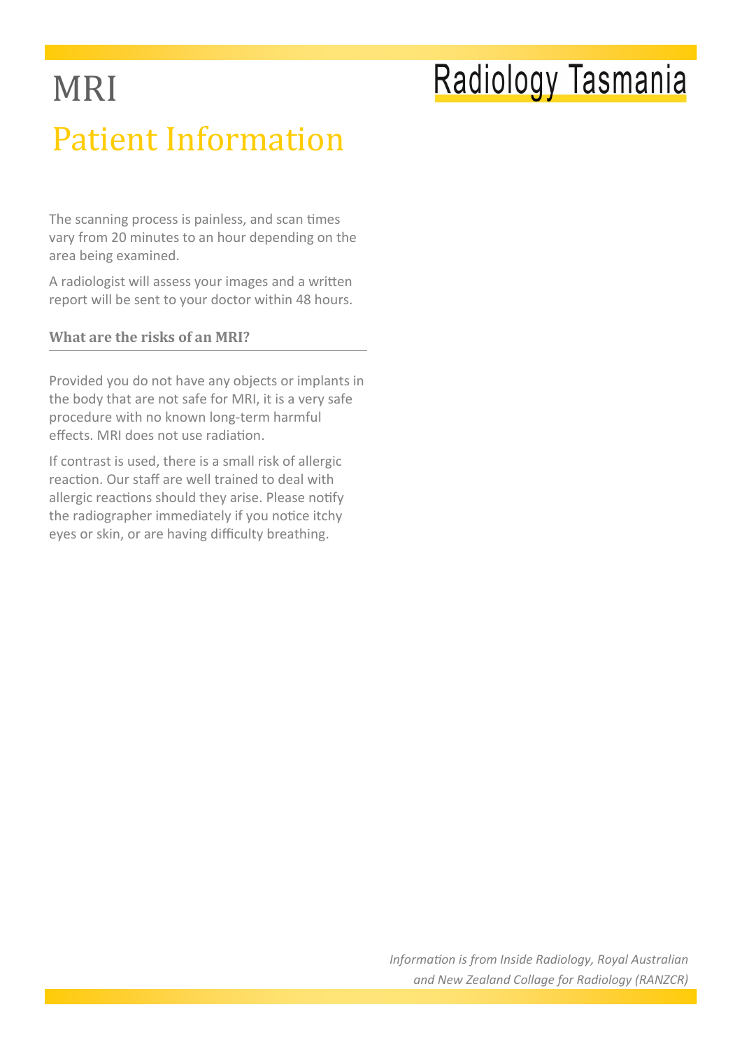# MRI

## Patient Information

Radiology Tasmania

The scanning process is painless, and scan times vary from 20 minutes to an hour depending on the area being examined.

A radiologist will assess your images and a written report will be sent to your doctor within 48 hours.

### What are the risks of an MRI?

Provided you do not have any objects or implants in the body that are not safe for MRI, it is a very safe procedure with no known long-term harmful effects. MRI does not use radiation.

If contrast is used, there is a small risk of allergic reaction. Our staff are well trained to deal with allergic reactions should they arise. Please notify the radiographer immediately if you notice itchy eyes or skin, or are having difficulty breathing.

*Information is from Inside Radiology, Royal Australian and New Zealand Collage for Radiology (RANZCR)*